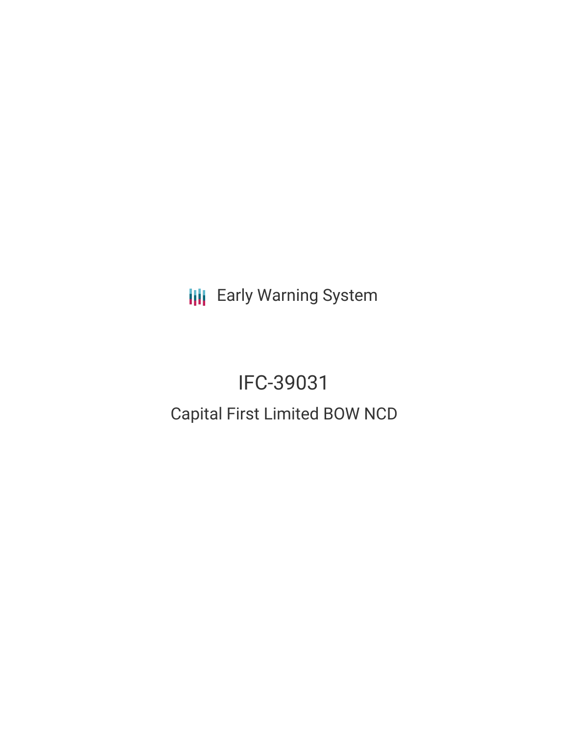Early Warning System

# IFC-39031

## Capital First Limited BOW NCD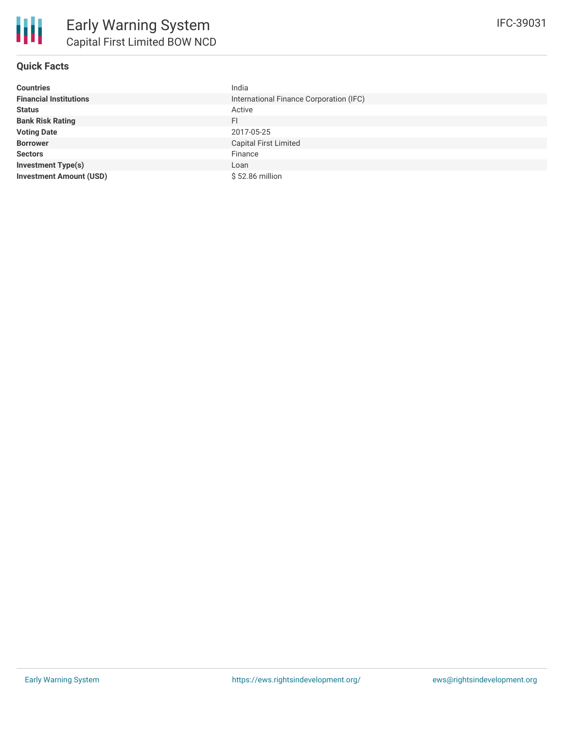# Early Warning System

## Capital First Limited BOW NCD

IFC-39031

### Quick Facts

| | |
|---|---|
| **Countries** | India |
| **Financial Institutions** | International Finance Corporation (IFC) |
| **Status** | Active |
| **Bank Risk Rating** | FI |
| **Voting Date** | 2017-05-25 |
| **Borrower** | Capital First Limited |
| **Sectors** | Finance |
| **Investment Type(s)** | Loan |
| **Investment Amount (USD)** | $ 52.86 million |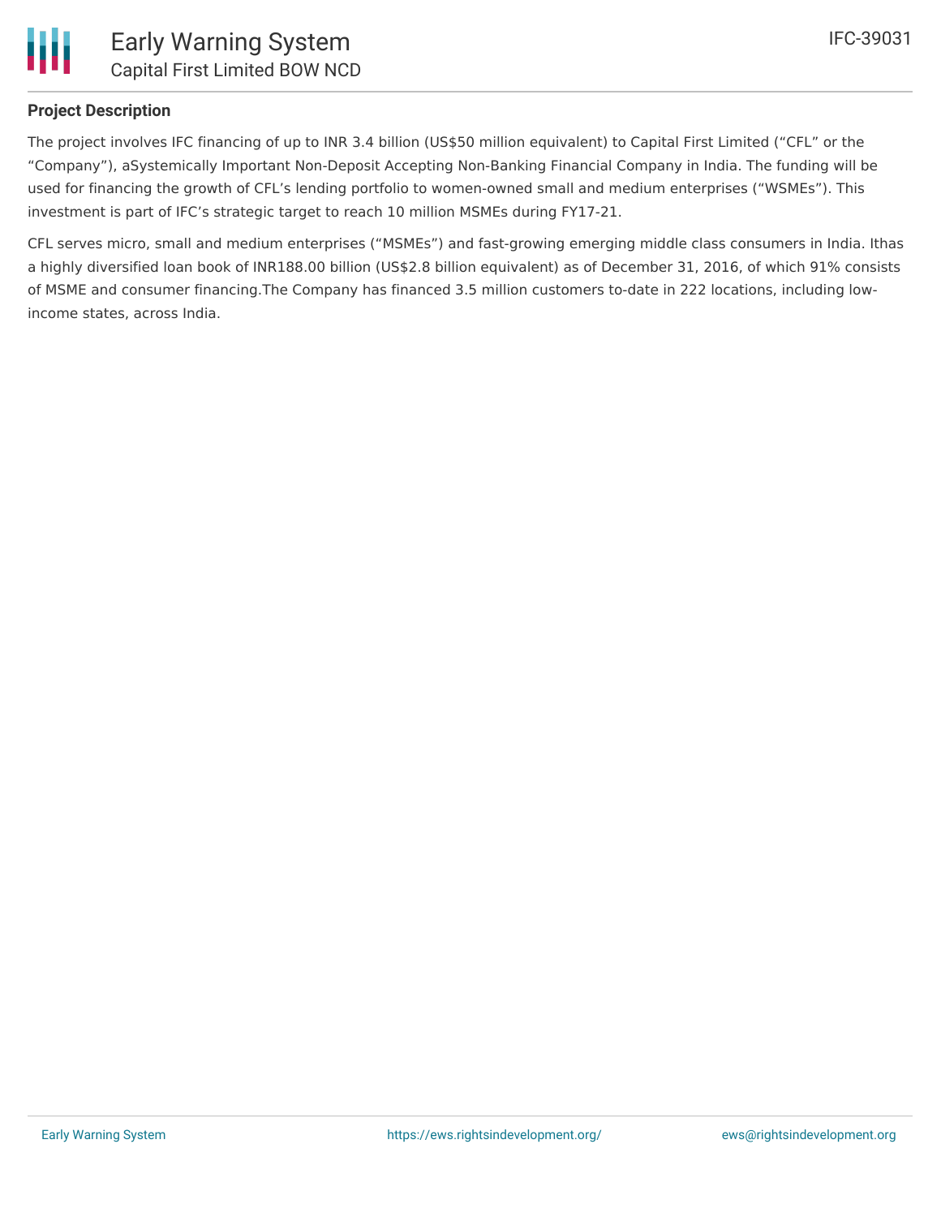## Project Description

The project involves IFC financing of up to INR 3.4 billion (US$50 million equivalent) to Capital First Limited ("CFL" or the "Company"), aSystemically Important Non-Deposit Accepting Non-Banking Financial Company in India. The funding will be used for financing the growth of CFL's lending portfolio to women-owned small and medium enterprises ("WSMEs"). This investment is part of IFC's strategic target to reach 10 million MSMEs during FY17-21.

CFL serves micro, small and medium enterprises ("MSMEs") and fast-growing emerging middle class consumers in India. Ithas a highly diversified loan book of INR188.00 billion (US$2.8 billion equivalent) as of December 31, 2016, of which 91% consists of MSME and consumer financing.The Company has financed 3.5 million customers to-date in 222 locations, including low-income states, across India.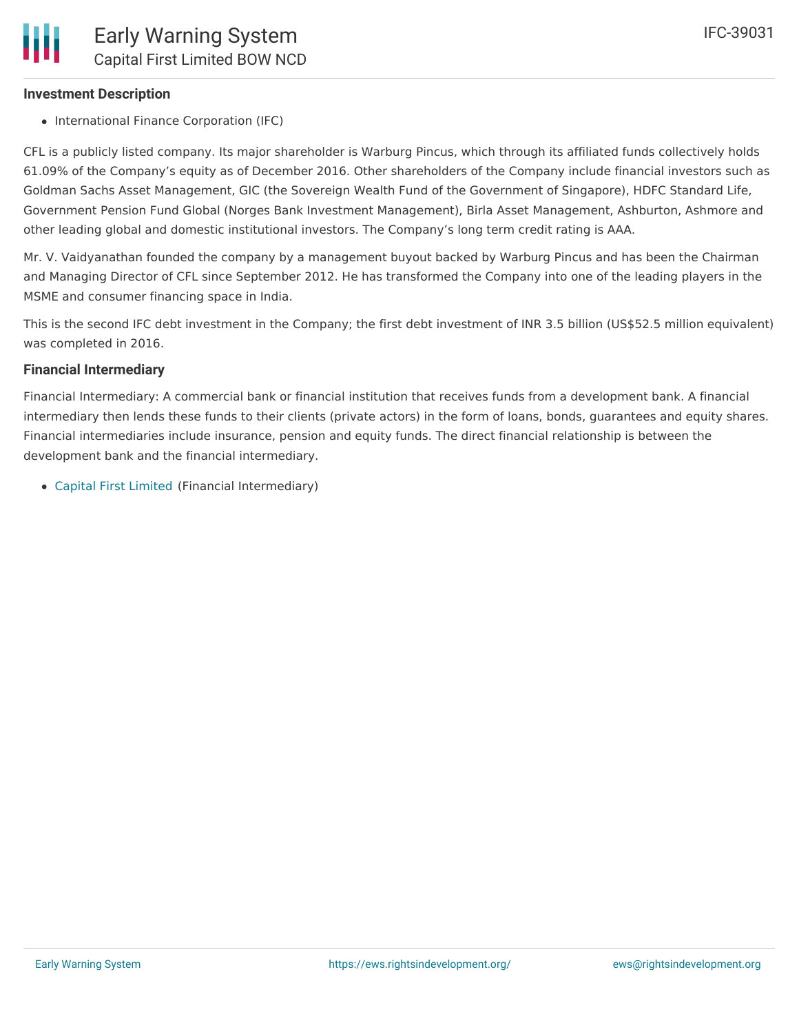### Investment Description

- International Finance Corporation (IFC)

CFL is a publicly listed company. Its major shareholder is Warburg Pincus, which through its affiliated funds collectively holds 61.09% of the Company's equity as of December 2016. Other shareholders of the Company include financial investors such as Goldman Sachs Asset Management, GIC (the Sovereign Wealth Fund of the Government of Singapore), HDFC Standard Life, Government Pension Fund Global (Norges Bank Investment Management), Birla Asset Management, Ashburton, Ashmore and other leading global and domestic institutional investors. The Company's long term credit rating is AAA.

Mr. V. Vaidyanathan founded the company by a management buyout backed by Warburg Pincus and has been the Chairman and Managing Director of CFL since September 2012. He has transformed the Company into one of the leading players in the MSME and consumer financing space in India.

This is the second IFC debt investment in the Company; the first debt investment of INR 3.5 billion (US$52.5 million equivalent) was completed in 2016.

### Financial Intermediary

Financial Intermediary: A commercial bank or financial institution that receives funds from a development bank. A financial intermediary then lends these funds to their clients (private actors) in the form of loans, bonds, guarantees and equity shares. Financial intermediaries include insurance, pension and equity funds. The direct financial relationship is between the development bank and the financial intermediary.

- Capital First Limited (Financial Intermediary)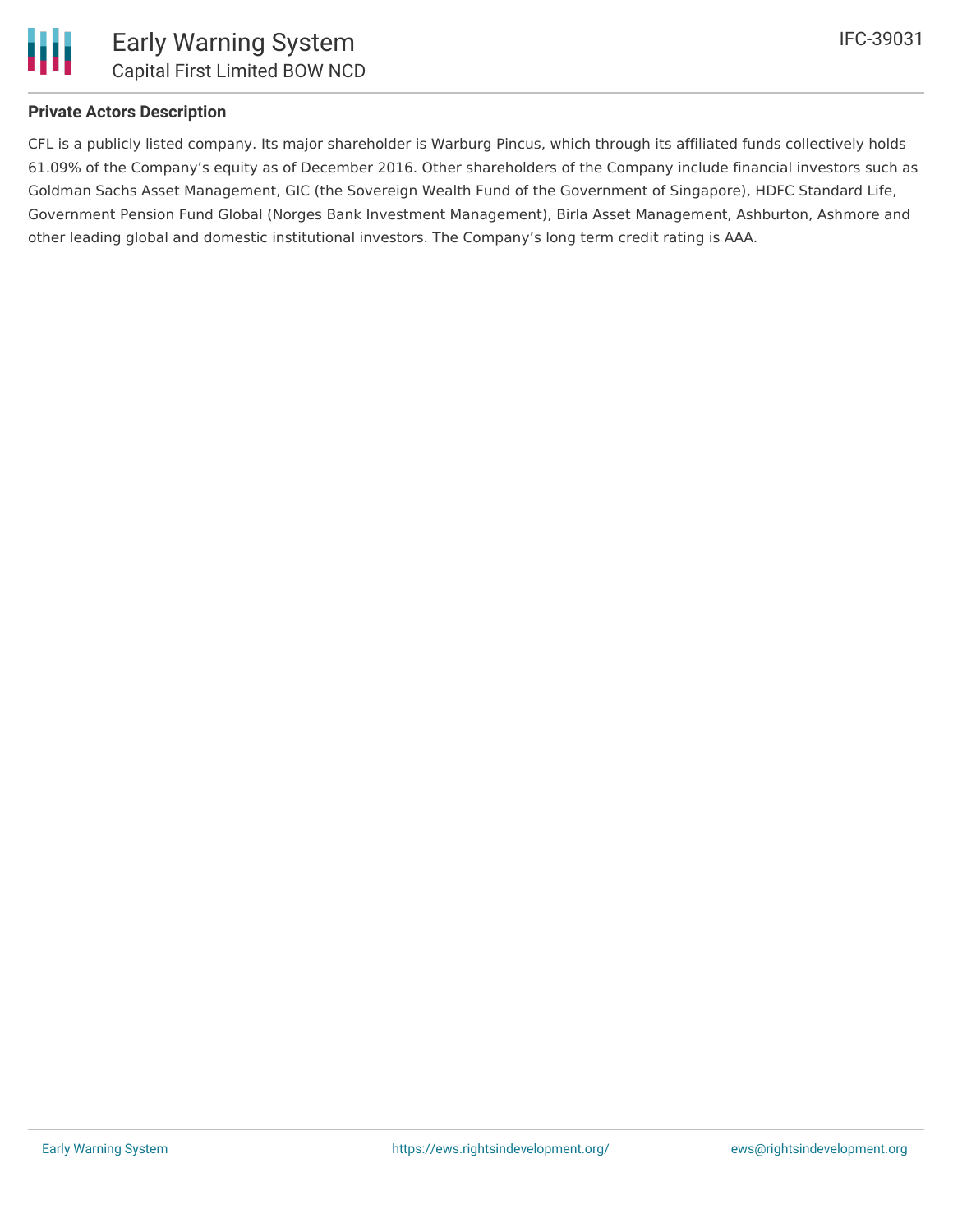## Private Actors Description

CFL is a publicly listed company. Its major shareholder is Warburg Pincus, which through its affiliated funds collectively holds 61.09% of the Company's equity as of December 2016. Other shareholders of the Company include financial investors such as Goldman Sachs Asset Management, GIC (the Sovereign Wealth Fund of the Government of Singapore), HDFC Standard Life, Government Pension Fund Global (Norges Bank Investment Management), Birla Asset Management, Ashburton, Ashmore and other leading global and domestic institutional investors. The Company's long term credit rating is AAA.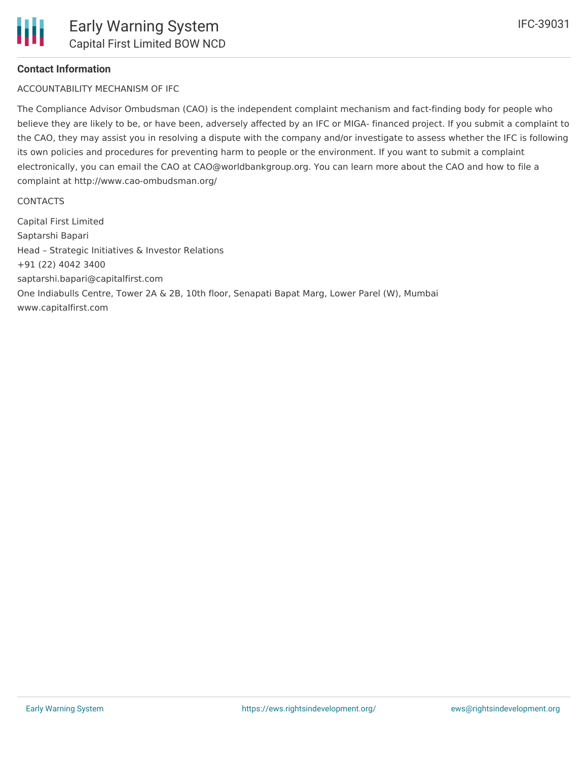## Contact Information

ACCOUNTABILITY MECHANISM OF IFC

The Compliance Advisor Ombudsman (CAO) is the independent complaint mechanism and fact-finding body for people who believe they are likely to be, or have been, adversely affected by an IFC or MIGA- financed project. If you submit a complaint to the CAO, they may assist you in resolving a dispute with the company and/or investigate to assess whether the IFC is following its own policies and procedures for preventing harm to people or the environment. If you want to submit a complaint electronically, you can email the CAO at CAO@worldbankgroup.org. You can learn more about the CAO and how to file a complaint at http://www.cao-ombudsman.org/

CONTACTS

Capital First Limited
Saptarshi Bapari
Head – Strategic Initiatives & Investor Relations
+91 (22) 4042 3400
saptarshi.bapari@capitalfirst.com
One Indiabulls Centre, Tower 2A & 2B, 10th floor, Senapati Bapat Marg, Lower Parel (W), Mumbai
www.capitalfirst.com